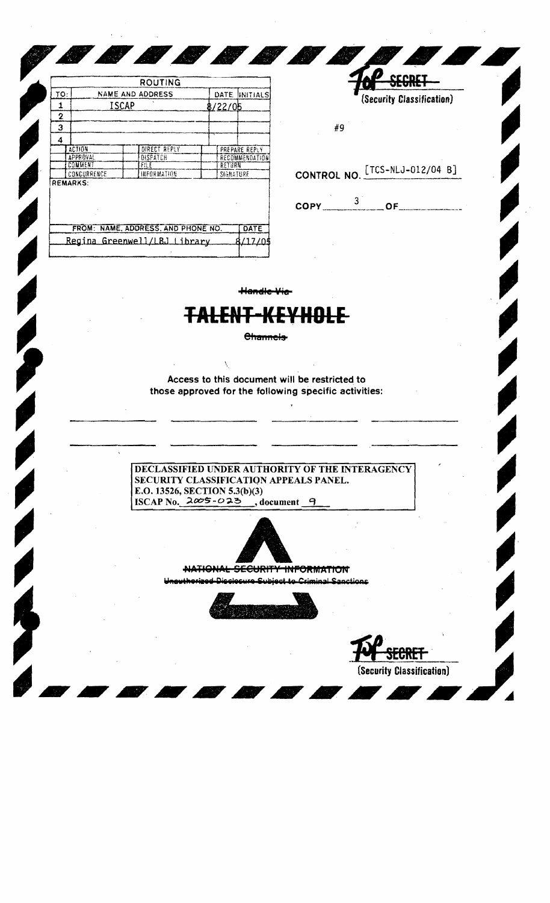| ROUTING | | | |
|---|---|---|---|
| TO: | NAME AND ADDRESS | DATE | INITIALS |
| 1 | ISCAP | 8/22/05 | |
| 2 | | | |
| 3 | | | |
| 4 | | | |

| | | |
|---|---|---|
| ACTION | DIRECT REPLY | PREPARE REPLY |
| APPROVAL | DISPATCH | RECOMMENDATION |
| COMMENT | FILE | RETURN |
| CONCURRENCE | INFORMATION | SIGNATURE |

REMARKS:

| FROM: NAME, ADDRESS, AND PHONE NO. | DATE |
|---|---|
| Regina Greenwell/LBJ Library | 8/17/05 |

~~TOP SECRET~~
(Security Classification)

#9

CONTROL NO. [TCS-NLJ-012/04 B]

COPY 3 OF

~~Handle Via~~

# ~~TALENT-KEYHOLE~~

~~Channels~~

Access to this document will be restricted to those approved for the following specific activities:

DECLASSIFIED UNDER AUTHORITY OF THE INTERAGENCY SECURITY CLASSIFICATION APPEALS PANEL.
E.O. 13526, SECTION 5.3(b)(3)
ISCAP No. 2005-023, document 9

~~NATIONAL SECURITY INFORMATION~~
~~Unauthorized Disclosure Subject to Criminal Sanctions~~

~~TOP SECRET~~
(Security Classification)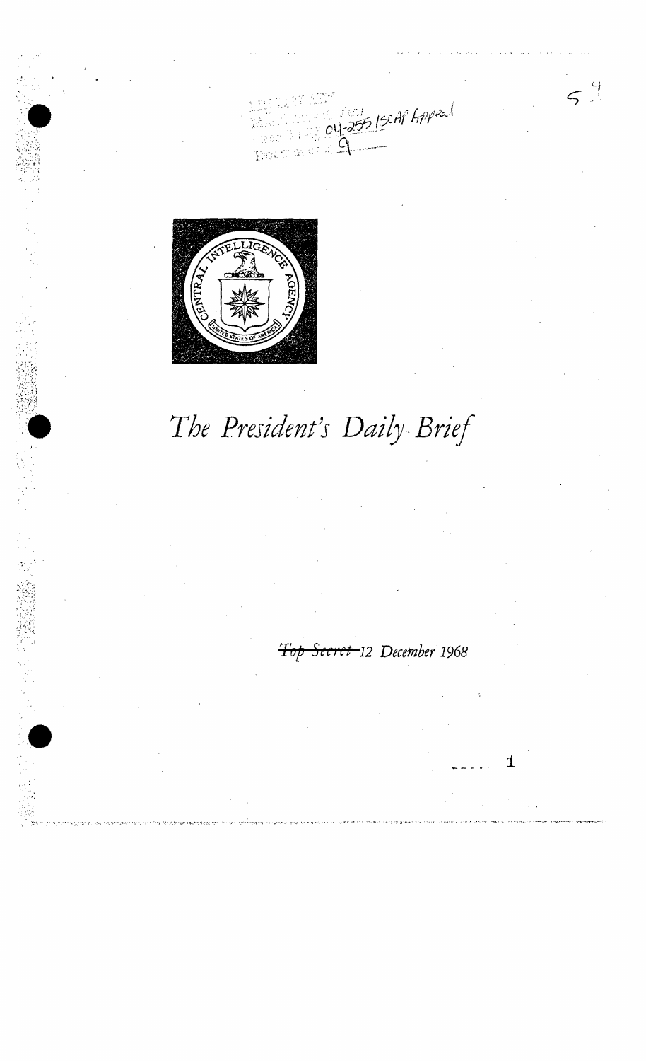RELEASE AS SANITIZED
04-255 ISCAP Appeal
9

# The President's Daily Brief

~~Top Secret~~ 12 December 1968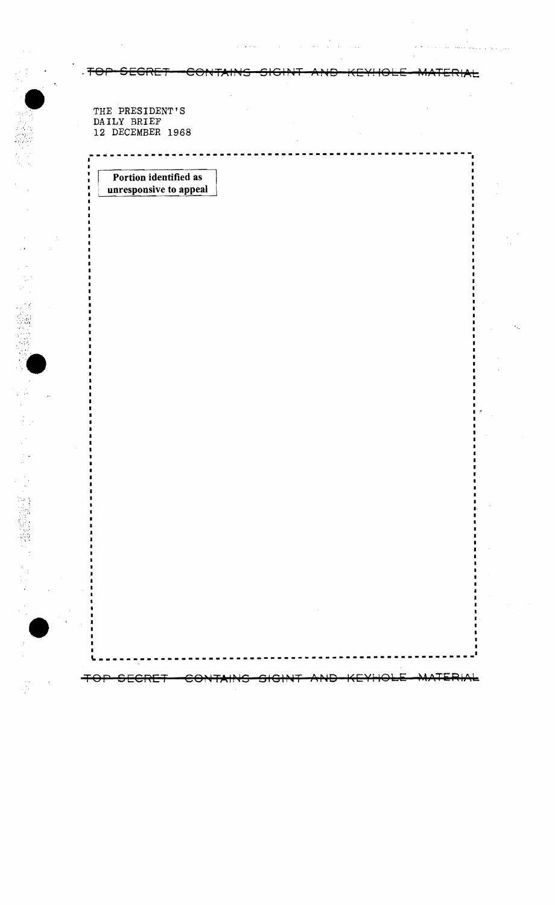TOP SECRET — CONTAINS SIGINT AND KEYHOLE MATERIAL

THE PRESIDENT'S
DAILY BRIEF
12 DECEMBER 1968

**Portion identified as unresponsive to appeal**

TOP SECRET — CONTAINS SIGINT AND KEYHOLE MATERIAL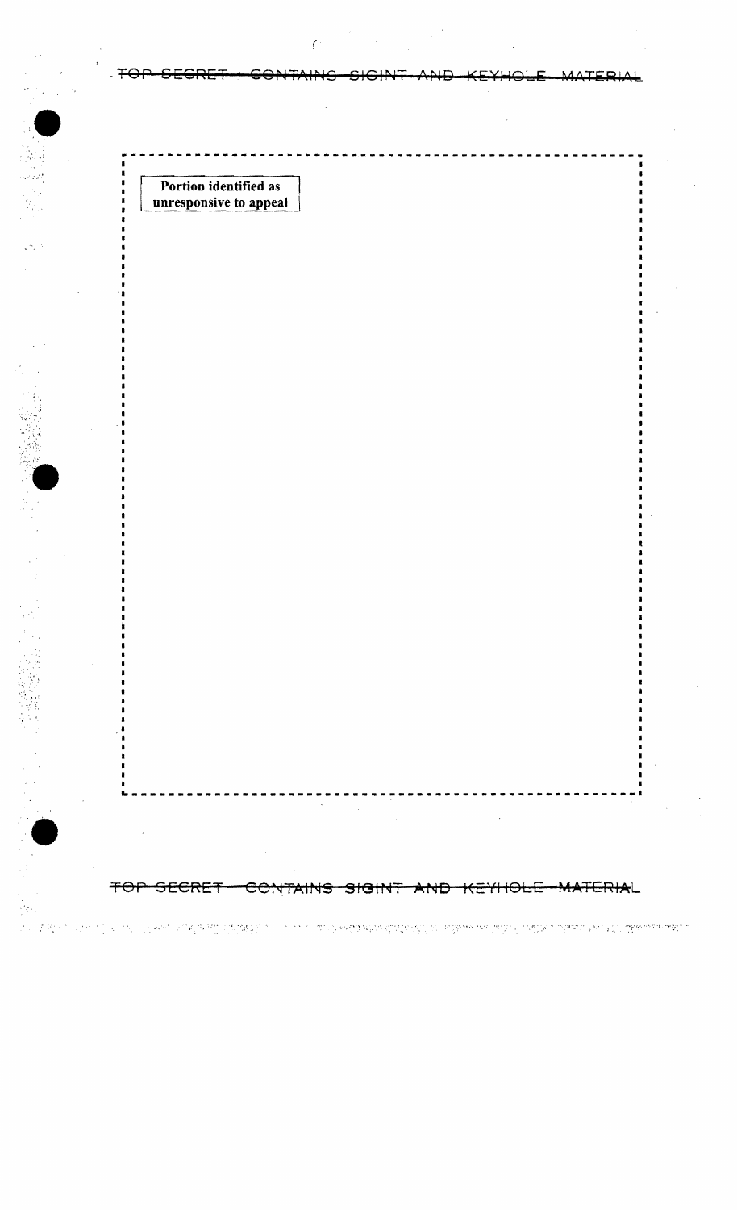~~TOP SECRET - CONTAINS SIGINT AND KEYHOLE MATERIAL~~

**Portion identified as unresponsive to appeal**

~~TOP SECRET - CONTAINS SIGINT AND KEYHOLE MATERIAL~~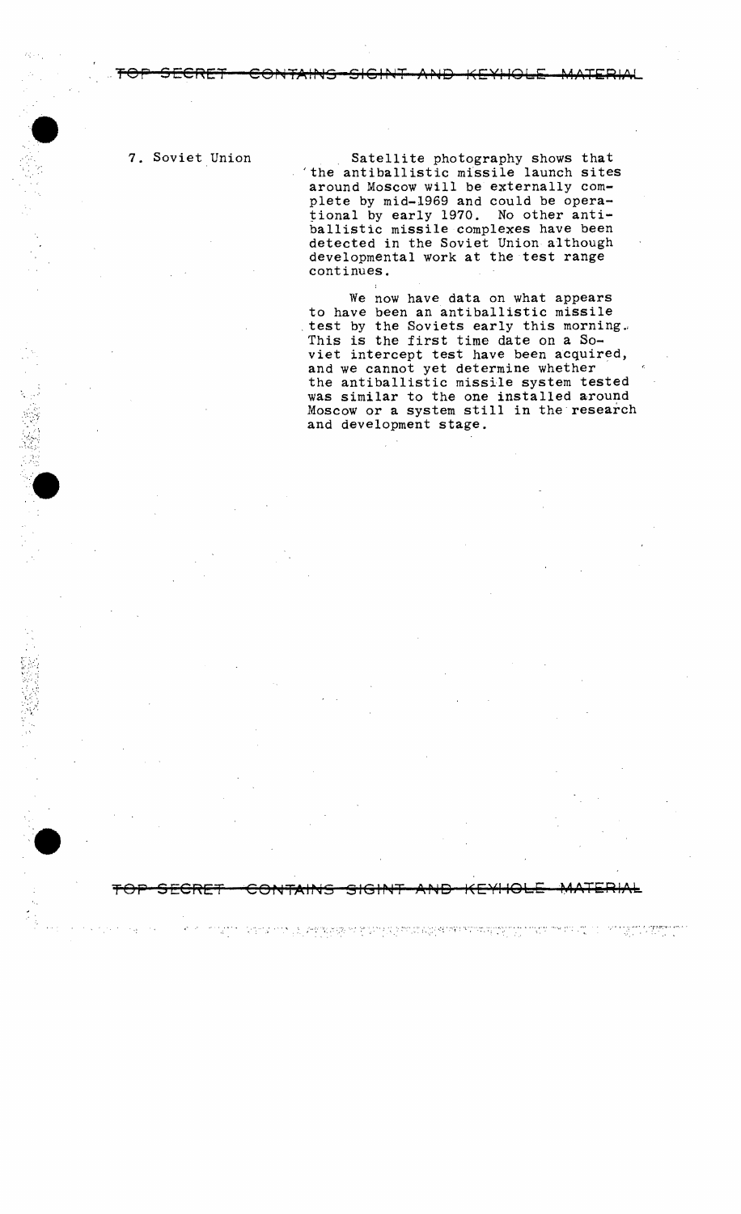7. Soviet Union

Satellite photography shows that the antiballistic missile launch sites around Moscow will be externally complete by mid-1969 and could be operational by early 1970. No other antiballistic missile complexes have been detected in the Soviet Union although developmental work at the test range continues.

We now have data on what appears to have been an antiballistic missile test by the Soviets early this morning. This is the first time date on a Soviet intercept test have been acquired, and we cannot yet determine whether the antiballistic missile system tested was similar to the one installed around Moscow or a system still in the research and development stage.